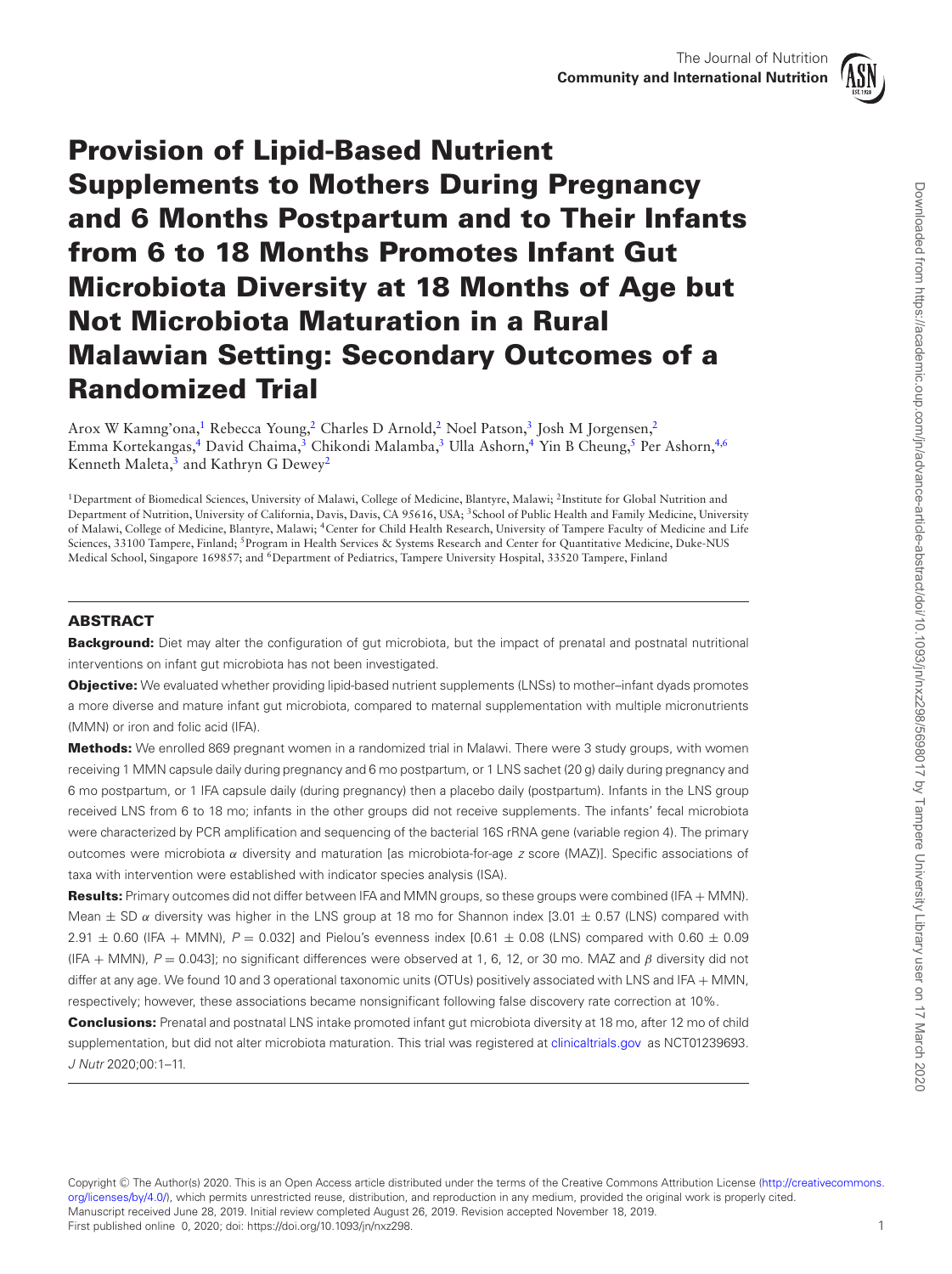# Provision of Lipid-Based Nutrient Supplements to Mothers During Pregnancy and 6 Months Postpartum and to Their Infants from 6 to 18 Months Promotes Infant Gut Microbiota Diversity at 18 Months of Age but Not Microbiota Maturation in a Rural Malawian Setting: Secondary Outcomes of a Randomized Trial

Arox W Kamng'ona,[1] Rebecca Young,[2] Charles D Arnold,[2] Noel Patson,[3] Josh M Jorgensen,[2] Emma Kortekangas,[4] David Chaima,[3] Chikondi Malamba,[3] Ulla Ashorn,[4] Yin B Cheung,[5] Per Ashorn,[4,6] Kenneth Maleta,[3] and Kathryn G Dewey[2]

[1]Department of Biomedical Sciences, University of Malawi, College of Medicine, Blantyre, Malawi; [2]Institute for Global Nutrition and Department of Nutrition, University of California, Davis, Davis, CA 95616, USA; [3]School of Public Health and Family Medicine, University of Malawi, College of Medicine, Blantyre, Malawi; [4]Center for Child Health Research, University of Tampere Faculty of Medicine and Life Sciences, 33100 Tampere, Finland; [5]Program in Health Services & Systems Research and Center for Quantitative Medicine, Duke-NUS Medical School, Singapore 169857; and [6]Department of Pediatrics, Tampere University Hospital, 33520 Tampere, Finland

## ABSTRACT

**Background:** Diet may alter the configuration of gut microbiota, but the impact of prenatal and postnatal nutritional interventions on infant gut microbiota has not been investigated.

**Objective:** We evaluated whether providing lipid-based nutrient supplements (LNSs) to mother–infant dyads promotes a more diverse and mature infant gut microbiota, compared to maternal supplementation with multiple micronutrients (MMN) or iron and folic acid (IFA).

**Methods:** We enrolled 869 pregnant women in a randomized trial in Malawi. There were 3 study groups, with women receiving 1 MMN capsule daily during pregnancy and 6 mo postpartum, or 1 LNS sachet (20 g) daily during pregnancy and 6 mo postpartum, or 1 IFA capsule daily (during pregnancy) then a placebo daily (postpartum). Infants in the LNS group received LNS from 6 to 18 mo; infants in the other groups did not receive supplements. The infants' fecal microbiota were characterized by PCR amplification and sequencing of the bacterial 16S rRNA gene (variable region 4). The primary outcomes were microbiota $\alpha$ diversity and maturation [as microbiota-for-age *z* score (MAZ)]. Specific associations of taxa with intervention were established with indicator species analysis (ISA).

**Results:** Primary outcomes did not differ between IFA and MMN groups, so these groups were combined (IFA + MMN). Mean ± SD $\alpha$ diversity was higher in the LNS group at 18 mo for Shannon index [3.01 ± 0.57 (LNS) compared with 2.91 ± 0.60 (IFA + MMN), $P = 0.032$] and Pielou's evenness index [0.61 ± 0.08 (LNS) compared with 0.60 ± 0.09 (IFA + MMN), $P = 0.043$]; no significant differences were observed at 1, 6, 12, or 30 mo. MAZ and $\beta$ diversity did not differ at any age. We found 10 and 3 operational taxonomic units (OTUs) positively associated with LNS and IFA + MMN, respectively; however, these associations became nonsignificant following false discovery rate correction at 10%.

**Conclusions:** Prenatal and postnatal LNS intake promoted infant gut microbiota diversity at 18 mo, after 12 mo of child supplementation, but did not alter microbiota maturation. This trial was registered at clinicaltrials.gov as NCT01239693. *J Nutr* 2020;00:1–11.

Copyright © The Author(s) 2020. This is an Open Access article distributed under the terms of the Creative Commons Attribution License (http://creativecommons.org/licenses/by/4.0/), which permits unrestricted reuse, distribution, and reproduction in any medium, provided the original work is properly cited.
Manuscript received June 28, 2019. Initial review completed August 26, 2019. Revision accepted November 18, 2019.
First published online 0, 2020; doi: https://doi.org/10.1093/jn/nxz298.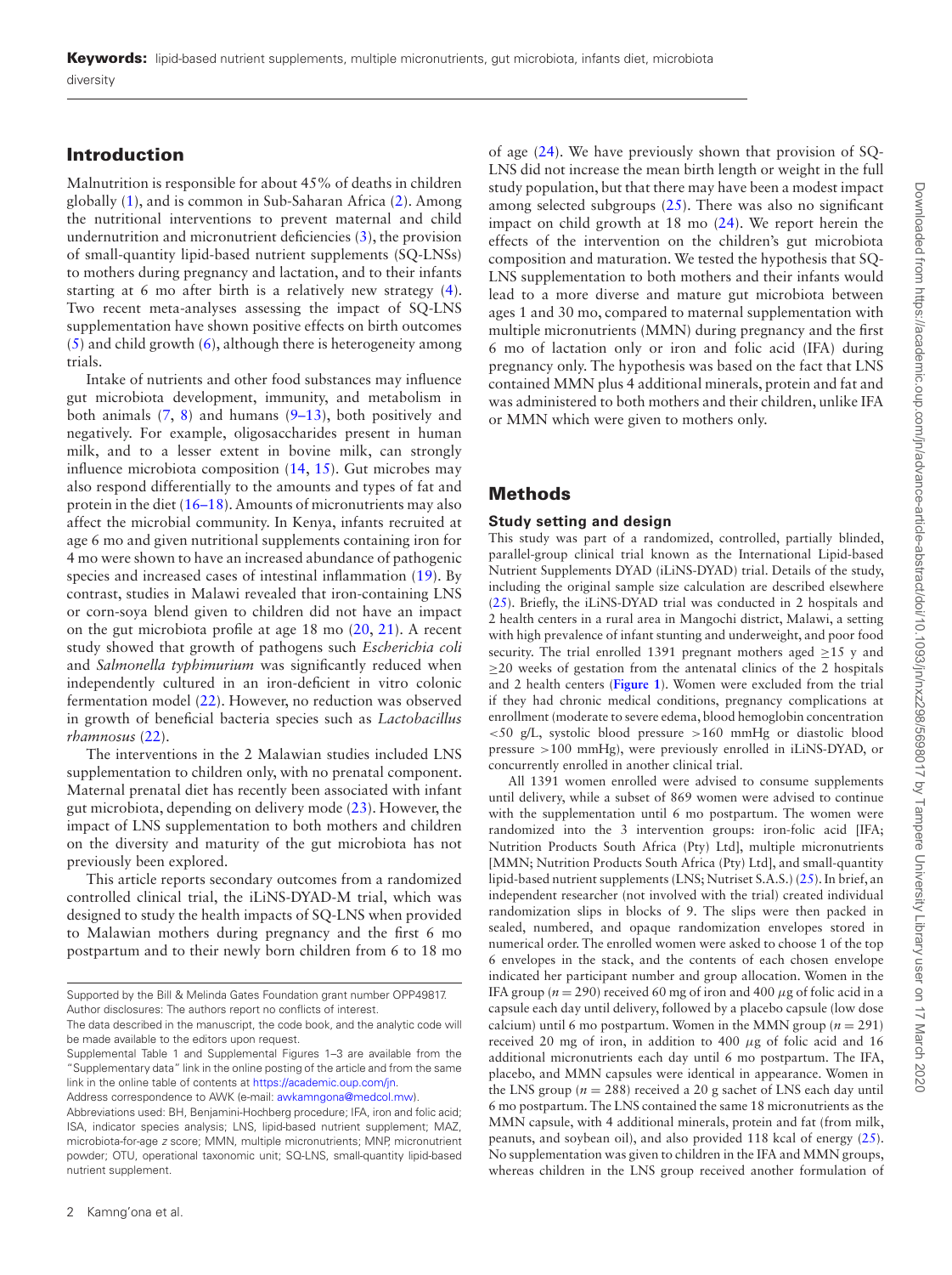**Keywords:** lipid-based nutrient supplements, multiple micronutrients, gut microbiota, infants diet, microbiota diversity

## Introduction

Malnutrition is responsible for about 45% of deaths in children globally (1), and is common in Sub-Saharan Africa (2). Among the nutritional interventions to prevent maternal and child undernutrition and micronutrient deficiencies (3), the provision of small-quantity lipid-based nutrient supplements (SQ-LNSs) to mothers during pregnancy and lactation, and to their infants starting at 6 mo after birth is a relatively new strategy (4). Two recent meta-analyses assessing the impact of SQ-LNS supplementation have shown positive effects on birth outcomes (5) and child growth (6), although there is heterogeneity among trials.

Intake of nutrients and other food substances may influence gut microbiota development, immunity, and metabolism in both animals (7, 8) and humans (9–13), both positively and negatively. For example, oligosaccharides present in human milk, and to a lesser extent in bovine milk, can strongly influence microbiota composition (14, 15). Gut microbes may also respond differentially to the amounts and types of fat and protein in the diet (16–18). Amounts of micronutrients may also affect the microbial community. In Kenya, infants recruited at age 6 mo and given nutritional supplements containing iron for 4 mo were shown to have an increased abundance of pathogenic species and increased cases of intestinal inflammation (19). By contrast, studies in Malawi revealed that iron-containing LNS or corn-soya blend given to children did not have an impact on the gut microbiota profile at age 18 mo (20, 21). A recent study showed that growth of pathogens such *Escherichia coli* and *Salmonella typhimurium* was significantly reduced when independently cultured in an iron-deficient in vitro colonic fermentation model (22). However, no reduction was observed in growth of beneficial bacteria species such as *Lactobacillus rhamnosus* (22).

The interventions in the 2 Malawian studies included LNS supplementation to children only, with no prenatal component. Maternal prenatal diet has recently been associated with infant gut microbiota, depending on delivery mode (23). However, the impact of LNS supplementation to both mothers and children on the diversity and maturity of the gut microbiota has not previously been explored.

This article reports secondary outcomes from a randomized controlled clinical trial, the iLiNS-DYAD-M trial, which was designed to study the health impacts of SQ-LNS when provided to Malawian mothers during pregnancy and the first 6 mo postpartum and to their newly born children from 6 to 18 mo of age (24). We have previously shown that provision of SQ-LNS did not increase the mean birth length or weight in the full study population, but that there may have been a modest impact among selected subgroups (25). There was also no significant impact on child growth at 18 mo (24). We report herein the effects of the intervention on the children's gut microbiota composition and maturation. We tested the hypothesis that SQ-LNS supplementation to both mothers and their infants would lead to a more diverse and mature gut microbiota between ages 1 and 30 mo, compared to maternal supplementation with multiple micronutrients (MMN) during pregnancy and the first 6 mo of lactation only or iron and folic acid (IFA) during pregnancy only. The hypothesis was based on the fact that LNS contained MMN plus 4 additional minerals, protein and fat and was administered to both mothers and their children, unlike IFA or MMN which were given to mothers only.

## Methods

### Study setting and design

This study was part of a randomized, controlled, partially blinded, parallel-group clinical trial known as the International Lipid-based Nutrient Supplements DYAD (iLiNS-DYAD) trial. Details of the study, including the original sample size calculation are described elsewhere (25). Briefly, the iLiNS-DYAD trial was conducted in 2 hospitals and 2 health centers in a rural area in Mangochi district, Malawi, a setting with high prevalence of infant stunting and underweight, and poor food security. The trial enrolled 1391 pregnant mothers aged ≥15 y and ≥20 weeks of gestation from the antenatal clinics of the 2 hospitals and 2 health centers (**Figure 1**). Women were excluded from the trial if they had chronic medical conditions, pregnancy complications at enrollment (moderate to severe edema, blood hemoglobin concentration <50 g/L, systolic blood pressure >160 mmHg or diastolic blood pressure >100 mmHg), were previously enrolled in iLiNS-DYAD, or concurrently enrolled in another clinical trial.

All 1391 women enrolled were advised to consume supplements until delivery, while a subset of 869 women were advised to continue with the supplementation until 6 mo postpartum. The women were randomized into the 3 intervention groups: iron-folic acid [IFA; Nutrition Products South Africa (Pty) Ltd], multiple micronutrients [MMN; Nutrition Products South Africa (Pty) Ltd], and small-quantity lipid-based nutrient supplements (LNS; Nutriset S.A.S.) (25). In brief, an independent researcher (not involved with the trial) created individual randomization slips in blocks of 9. The slips were then packed in sealed, numbered, and opaque randomization envelopes stored in numerical order. The enrolled women were asked to choose 1 of the top 6 envelopes in the stack, and the contents of each chosen envelope indicated her participant number and group allocation. Women in the IFA group ($n = 290$) received 60 mg of iron and 400 $\mu$g of folic acid in a capsule each day until delivery, followed by a placebo capsule (low dose calcium) until 6 mo postpartum. Women in the MMN group ($n = 291$) received 20 mg of iron, in addition to 400 $\mu$g of folic acid and 16 additional micronutrients each day until 6 mo postpartum. The IFA, placebo, and MMN capsules were identical in appearance. Women in the LNS group ($n = 288$) received a 20 g sachet of LNS each day until 6 mo postpartum. The LNS contained the same 18 micronutrients as the MMN capsule, with 4 additional minerals, protein and fat (from milk, peanuts, and soybean oil), and also provided 118 kcal of energy (25). No supplementation was given to children in the IFA and MMN groups, whereas children in the LNS group received another formulation of

Supported by the Bill & Melinda Gates Foundation grant number OPP49817.

Author disclosures: The authors report no conflicts of interest.

The data described in the manuscript, the code book, and the analytic code will be made available to the editors upon request.

Supplemental Table 1 and Supplemental Figures 1–3 are available from the "Supplementary data" link in the online posting of the article and from the same link in the online table of contents at https://academic.oup.com/jn.

Address correspondence to AWK (e-mail: awkamngona@medcol.mw).

Abbreviations used: BH, Benjamini-Hochberg procedure; IFA, iron and folic acid; ISA, indicator species analysis; LNS, lipid-based nutrient supplement; MAZ, microbiota-for-age z score; MMN, multiple micronutrients; MNP, micronutrient powder; OTU, operational taxonomic unit; SQ-LNS, small-quantity lipid-based nutrient supplement.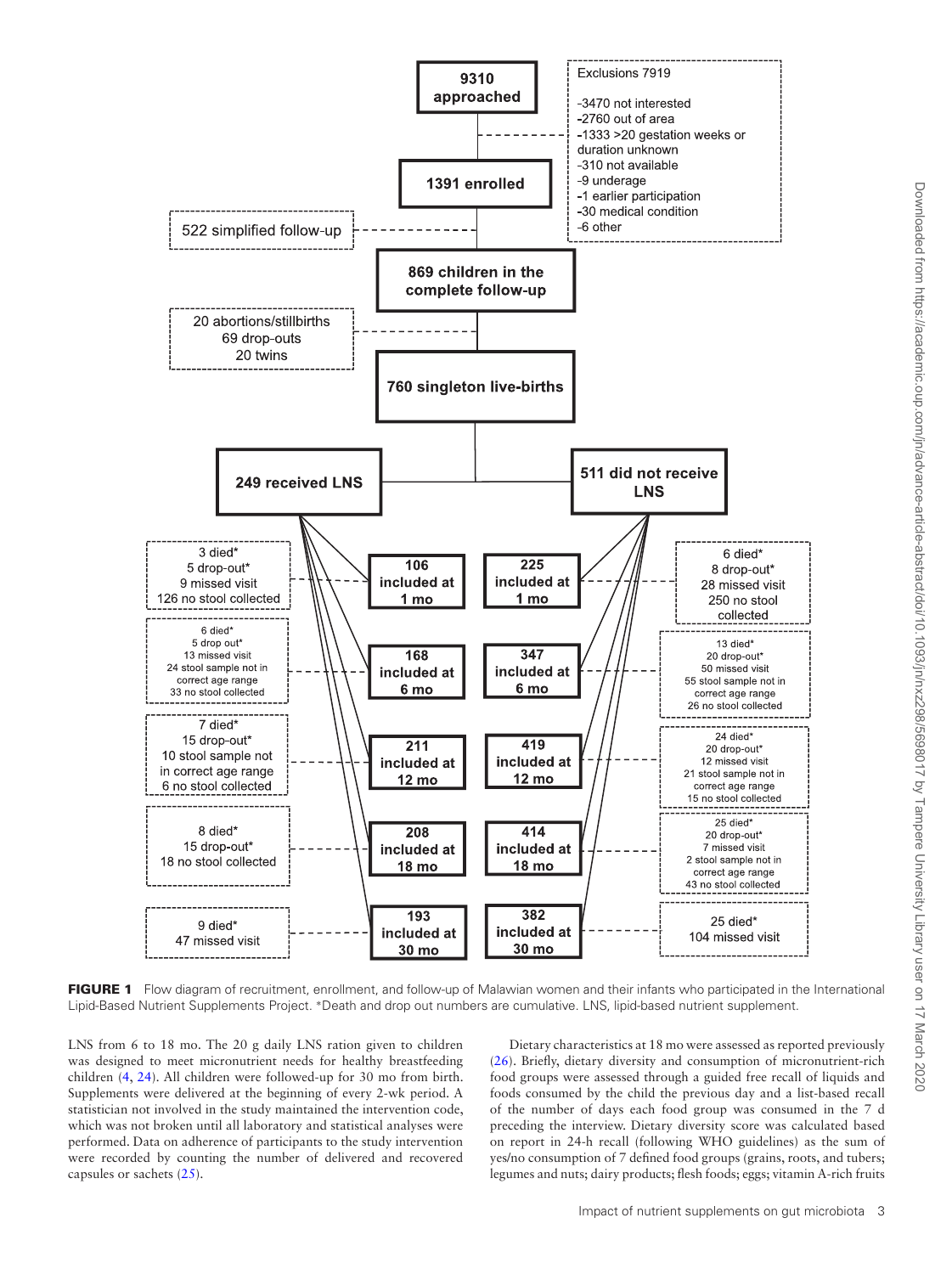FIGURE 1 Flow diagram of recruitment, enrollment, and follow-up of Malawian women and their infants who participated in the International Lipid-Based Nutrient Supplements Project. *Death and drop out numbers are cumulative. LNS, lipid-based nutrient supplement.

LNS from 6 to 18 mo. The 20 g daily LNS ration given to children was designed to meet micronutrient needs for healthy breastfeeding children (4, 24). All children were followed-up for 30 mo from birth. Supplements were delivered at the beginning of every 2-wk period. A statistician not involved in the study maintained the intervention code, which was not broken until all laboratory and statistical analyses were performed. Data on adherence of participants to the study intervention were recorded by counting the number of delivered and recovered capsules or sachets (25).

Dietary characteristics at 18 mo were assessed as reported previously (26). Briefly, dietary diversity and consumption of micronutrient-rich food groups were assessed through a guided free recall of liquids and foods consumed by the child the previous day and a list-based recall of the number of days each food group was consumed in the 7 d preceding the interview. Dietary diversity score was calculated based on report in 24-h recall (following WHO guidelines) as the sum of yes/no consumption of 7 defined food groups (grains, roots, and tubers; legumes and nuts; dairy products; flesh foods; eggs; vitamin A-rich fruits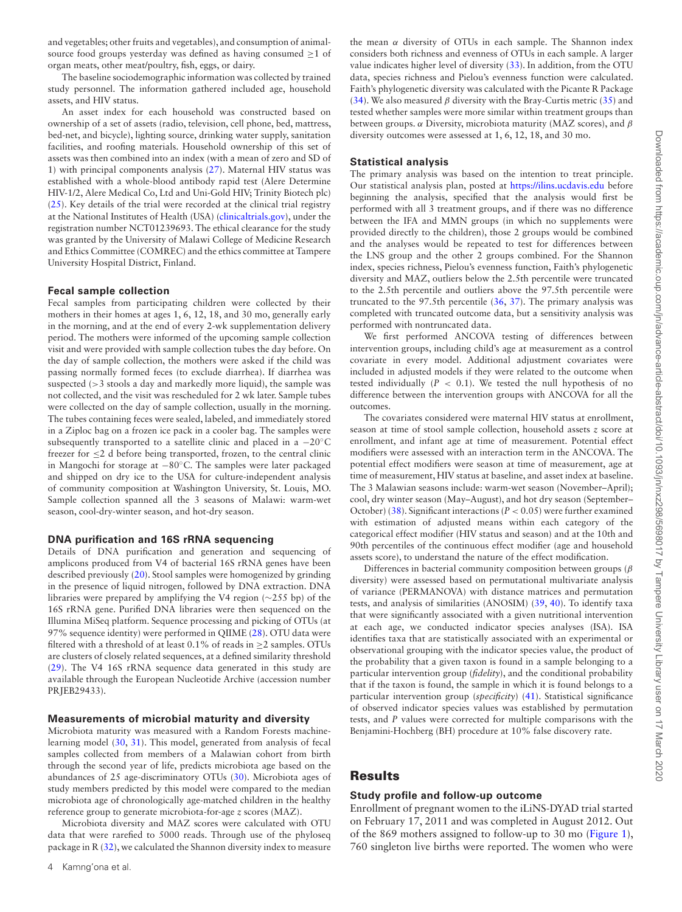and vegetables; other fruits and vegetables), and consumption of animal-source food groups yesterday was defined as having consumed ≥1 of organ meats, other meat/poultry, fish, eggs, or dairy.

The baseline sociodemographic information was collected by trained study personnel. The information gathered included age, household assets, and HIV status.

An asset index for each household was constructed based on ownership of a set of assets (radio, television, cell phone, bed, mattress, bed-net, and bicycle), lighting source, drinking water supply, sanitation facilities, and roofing materials. Household ownership of this set of assets was then combined into an index (with a mean of zero and SD of 1) with principal components analysis (27). Maternal HIV status was established with a whole-blood antibody rapid test (Alere Determine HIV-1/2, Alere Medical Co, Ltd and Uni-Gold HIV; Trinity Biotech plc) (25). Key details of the trial were recorded at the clinical trial registry at the National Institutes of Health (USA) (clinicaltrials.gov), under the registration number NCT01239693. The ethical clearance for the study was granted by the University of Malawi College of Medicine Research and Ethics Committee (COMREC) and the ethics committee at Tampere University Hospital District, Finland.

### Fecal sample collection

Fecal samples from participating children were collected by their mothers in their homes at ages 1, 6, 12, 18, and 30 mo, generally early in the morning, and at the end of every 2-wk supplementation delivery period. The mothers were informed of the upcoming sample collection visit and were provided with sample collection tubes the day before. On the day of sample collection, the mothers were asked if the child was passing normally formed feces (to exclude diarrhea). If diarrhea was suspected (>3 stools a day and markedly more liquid), the sample was not collected, and the visit was rescheduled for 2 wk later. Sample tubes were collected on the day of sample collection, usually in the morning. The tubes containing feces were sealed, labeled, and immediately stored in a Ziploc bag on a frozen ice pack in a cooler bag. The samples were subsequently transported to a satellite clinic and placed in a −20°C freezer for ≤2 d before being transported, frozen, to the central clinic in Mangochi for storage at −80°C. The samples were later packaged and shipped on dry ice to the USA for culture-independent analysis of community composition at Washington University, St. Louis, MO. Sample collection spanned all the 3 seasons of Malawi: warm-wet season, cool-dry-winter season, and hot-dry season.

### DNA purification and 16S rRNA sequencing

Details of DNA purification and generation and sequencing of amplicons produced from V4 of bacterial 16S rRNA genes have been described previously (20). Stool samples were homogenized by grinding in the presence of liquid nitrogen, followed by DNA extraction. DNA libraries were prepared by amplifying the V4 region (~255 bp) of the 16S rRNA gene. Purified DNA libraries were then sequenced on the Illumina MiSeq platform. Sequence processing and picking of OTUs (at 97% sequence identity) were performed in QIIME (28). OTU data were filtered with a threshold of at least 0.1% of reads in ≥2 samples. OTUs are clusters of closely related sequences, at a defined similarity threshold (29). The V4 16S rRNA sequence data generated in this study are available through the European Nucleotide Archive (accession number PRJEB29433).

### Measurements of microbial maturity and diversity

Microbiota maturity was measured with a Random Forests machine-learning model (30, 31). This model, generated from analysis of fecal samples collected from members of a Malawian cohort from birth through the second year of life, predicts microbiota age based on the abundances of 25 age-discriminatory OTUs (30). Microbiota ages of study members predicted by this model were compared to the median microbiota age of chronologically age-matched children in the healthy reference group to generate microbiota-for-age *z* scores (MAZ).

Microbiota diversity and MAZ scores were calculated with OTU data that were rarefied to 5000 reads. Through use of the phyloseq package in R (32), we calculated the Shannon diversity index to measure the mean $\alpha$ diversity of OTUs in each sample. The Shannon index considers both richness and evenness of OTUs in each sample. A larger value indicates higher level of diversity (33). In addition, from the OTU data, species richness and Pielou's evenness function were calculated. Faith's phylogenetic diversity was calculated with the Picante R Package (34). We also measured $\beta$ diversity with the Bray-Curtis metric (35) and tested whether samples were more similar within treatment groups than between groups. $\alpha$ Diversity, microbiota maturity (MAZ scores), and $\beta$ diversity outcomes were assessed at 1, 6, 12, 18, and 30 mo.

### Statistical analysis

The primary analysis was based on the intention to treat principle. Our statistical analysis plan, posted at https://ilins.ucdavis.edu before beginning the analysis, specified that the analysis would first be performed with all 3 treatment groups, and if there was no difference between the IFA and MMN groups (in which no supplements were provided directly to the children), those 2 groups would be combined and the analyses would be repeated to test for differences between the LNS group and the other 2 groups combined. For the Shannon index, species richness, Pielou's evenness function, Faith's phylogenetic diversity and MAZ, outliers below the 2.5th percentile were truncated to the 2.5th percentile and outliers above the 97.5th percentile were truncated to the 97.5th percentile (36, 37). The primary analysis was completed with truncated outcome data, but a sensitivity analysis was performed with nontruncated data.

We first performed ANCOVA testing of differences between intervention groups, including child's age at measurement as a control covariate in every model. Additional adjustment covariates were included in adjusted models if they were related to the outcome when tested individually ($P < 0.1$). We tested the null hypothesis of no difference between the intervention groups with ANCOVA for all the outcomes.

The covariates considered were maternal HIV status at enrollment, season at time of stool sample collection, household assets *z* score at enrollment, and infant age at time of measurement. Potential effect modifiers were assessed with an interaction term in the ANCOVA. The potential effect modifiers were season at time of measurement, age at time of measurement, HIV status at baseline, and asset index at baseline. The 3 Malawian seasons include: warm-wet season (November–April); cool, dry winter season (May–August), and hot dry season (September–October) (38). Significant interactions ($P < 0.05$) were further examined with estimation of adjusted means within each category of the categorical effect modifier (HIV status and season) and at the 10th and 90th percentiles of the continuous effect modifier (age and household assets score), to understand the nature of the effect modification.

Differences in bacterial community composition between groups ($\beta$ diversity) were assessed based on permutational multivariate analysis of variance (PERMANOVA) with distance matrices and permutation tests, and analysis of similarities (ANOSIM) (39, 40). To identify taxa that were significantly associated with a given nutritional intervention at each age, we conducted indicator species analyses (ISA). ISA identifies taxa that are statistically associated with an experimental or observational grouping with the indicator species value, the product of the probability that a given taxon is found in a sample belonging to a particular intervention group (*fidelity*), and the conditional probability that if the taxon is found, the sample in which it is found belongs to a particular intervention group (*specificity*) (41). Statistical significance of observed indicator species values was established by permutation tests, and *P* values were corrected for multiple comparisons with the Benjamini-Hochberg (BH) procedure at 10% false discovery rate.

## Results

### Study profile and follow-up outcome

Enrollment of pregnant women to the iLiNS-DYAD trial started on February 17, 2011 and was completed in August 2012. Out of the 869 mothers assigned to follow-up to 30 mo (Figure 1), 760 singleton live births were reported. The women who were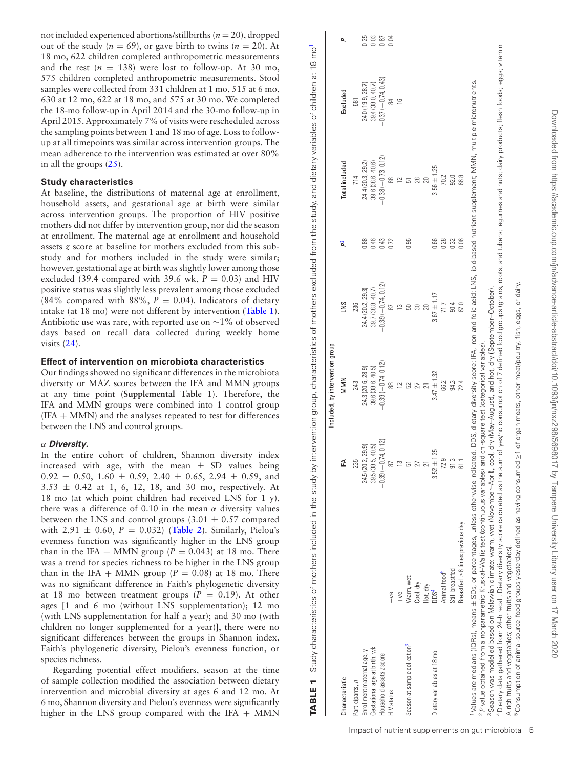not included experienced abortions/stillbirths ($n = 20$), dropped out of the study ($n = 69$), or gave birth to twins ($n = 20$). At 18 mo, 622 children completed anthropometric measurements and the rest ($n = 138$) were lost to follow-up. At 30 mo, 575 children completed anthropometric measurements. Stool samples were collected from 331 children at 1 mo, 515 at 6 mo, 630 at 12 mo, 622 at 18 mo, and 575 at 30 mo. We completed the 18-mo follow-up in April 2014 and the 30-mo follow-up in April 2015. Approximately 7% of visits were rescheduled across the sampling points between 1 and 18 mo of age. Loss to follow-up at all timepoints was similar across intervention groups. The mean adherence to the intervention was estimated at over 80% in all the groups (25).

### Study characteristics

At baseline, the distributions of maternal age at enrollment, household assets, and gestational age at birth were similar across intervention groups. The proportion of HIV positive mothers did not differ by intervention group, nor did the season at enrollment. The maternal age at enrollment and household assets z score at baseline for mothers excluded from this sub-study and for mothers included in the study were similar; however, gestational age at birth was slightly lower among those excluded (39.4 compared with 39.6 wk, $P = 0.03$) and HIV positive status was slightly less prevalent among those excluded (84% compared with 88%, $P = 0.04$). Indicators of dietary intake (at 18 mo) were not different by intervention (**Table 1**). Antibiotic use was rare, with reported use on ~1% of observed days based on recall data collected during weekly home visits (24).

### Effect of intervention on microbiota characteristics

Our findings showed no significant differences in the microbiota diversity or MAZ scores between the IFA and MMN groups at any time point (**Supplemental Table 1**). Therefore, the IFA and MMN groups were combined into 1 control group (IFA + MMN) and the analyses repeated to test for differences between the LNS and control groups.

#### *α Diversity.*

In the entire cohort of children, Shannon diversity index increased with age, with the mean ± SD values being 0.92 ± 0.50, 1.60 ± 0.59, 2.40 ± 0.65, 2.94 ± 0.59, and 3.53 ± 0.42 at 1, 6, 12, 18, and 30 mo, respectively. At 18 mo (at which point children had received LNS for 1 y), there was a difference of 0.10 in the mean α diversity values between the LNS and control groups (3.01 ± 0.57 compared with 2.91 ± 0.60, $P = 0.032$) (**Table 2**). Similarly, Pielou's evenness function was significantly higher in the LNS group than in the IFA + MMN group ($P = 0.043$) at 18 mo. There was a trend for species richness to be higher in the LNS group than in the IFA + MMN group ($P = 0.08$) at 18 mo. There was no significant difference in Faith's phylogenetic diversity at 18 mo between treatment groups ($P = 0.19$). At other ages [1 and 6 mo (without LNS supplementation); 12 mo (with LNS supplementation for half a year); and 30 mo (with children no longer supplemented for a year)], there were no significant differences between the groups in Shannon index, Faith's phylogenetic diversity, Pielou's evenness function, or species richness.

Regarding potential effect modifiers, season at the time of sample collection modified the association between dietary intervention and microbial diversity at ages 6 and 12 mo. At 6 mo, Shannon diversity and Pielou's evenness were significantly higher in the LNS group compared with the IFA + MMN

**TABLE 1** Study characteristics of mothers included in the study by intervention group, characteristics of mothers excluded from the study, and dietary variables of children at 18 mo[1]

| Characteristic | | Included, by intervention group | | | | | |
|---|---|---|---|---|---|---|---|
| | | IFA | MMN | LNS | $P$[2] | Total included | Excluded | $P$ |
| Participants, $n$ | | 235 | 243 | 236 | | 714 | 681 | |
| Enrollment maternal age, y | | 24.5 (20.2, 29.9) | 24.3 (20.6, 28.9) | 24.4 (20.2, 29.3) | 0.88 | 24.4 (20.3, 29.2) | 24.0 (19.9, 28.7) | 0.25 |
| Gestational age at birth, wk | | 39.5 (38.5, 40.5) | 39.6 (38.6, 40.5) | 39.7 (38.8, 40.7) | 0.46 | 39.6 (38.6, 40.6) | 39.4 (38.0, 40.7) | 0.03 |
| Household assets z score | | −0.39 (−0.74, 0.12) | −0.39 (−0.74, 0.12) | −0.39 (−0.74, 0.12) | 0.43 | −0.38 (−0.73, 0.12) | −0.37 (−0.74, 0.43) | 0.87 |
| HIV status | −ve | 87 | 88 | 87 | 0.72 | 88 | 84 | 0.04 |
| | +ve | 13 | 12 | 13 | | 12 | 16 | |
| Season at sample collection[3] | Warm, wet | 51 | 52 | 50 | 0.96 | 51 | | |
| | Cool, dry | 27 | 27 | 30 | | 28 | | |
| | Hot, dry | 21 | 21 | 20 | | 20 | | |
| Dietary variables at 18 mo | DDS[4] | 3.52 ± 1.25 | 3.47 ± 1.32 | 3.67 ± 1.17 | 0.66 | 3.56 ± 1.25 | | |
| | Animal food[5] | 72.9 | 66.2 | 71.7 | 0.28 | 70.2 | | |
| | Still breastfed | 91.3 | 94.3 | 90.4 | 0.32 | 92.0 | | |
| | Breastfed ≥6 times previous day | 61.1 | 72.4 | 67.0 | 0.06 | 66.8 | | |

[1] Values are medians (IQRs), means ± SDs, or percentages, unless otherwise indicated. DDS, dietary diversity score; IFA, iron and folic acid; LNS, lipid-based nutrient supplement; MMN, multiple micronutrients.
[2] $P$ value obtained from a nonparametric Kruskal-Wallis test (continuous variables) and chi-square test (categorical variables).
[3] Season was modelled based on Malawian climate: warm, wet (November–April), cool, dry (May–August), and hot, dry (September–October).
[4] Dietary data gathered from 24-h recall. Dietary diversity score calculated as the sum of yes/no consumption of 7 defined food groups (grains, roots, and tubers; legumes and nuts; dairy products; flesh foods; eggs; vitamin A-rich fruits and vegetables; other fruits and vegetables).
[5] Consumption of animal-source food groups yesterday defined as having consumed ≥1 of organ meats, other meat/poultry, fish, eggs, or dairy.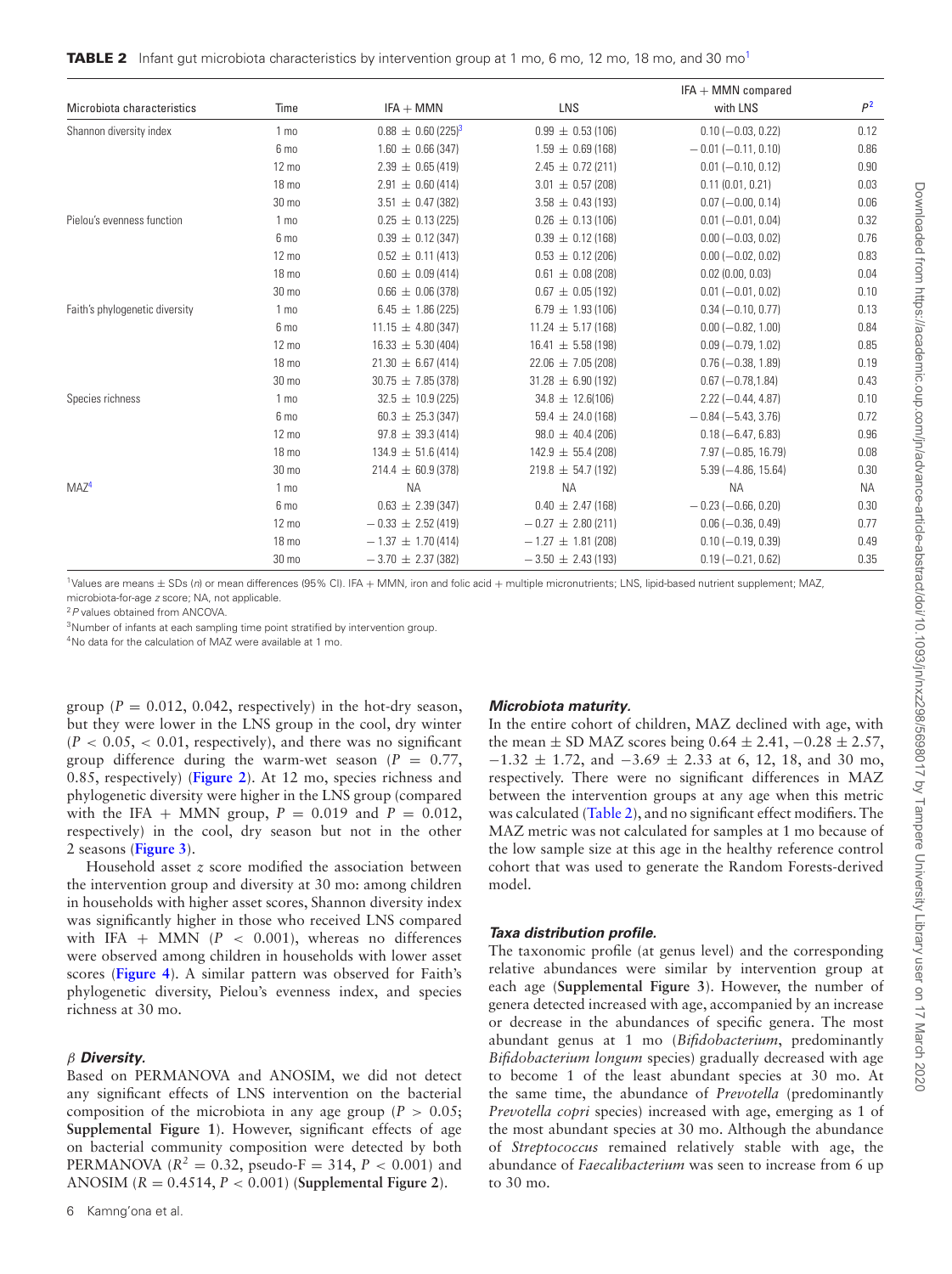**TABLE 2** Infant gut microbiota characteristics by intervention group at 1 mo, 6 mo, 12 mo, 18 mo, and 30 mo[1]

| Microbiota characteristics | Time | IFA + MMN | LNS | IFA + MMN compared with LNS | $P$[2] |
|---|---|---|---|---|---|
| Shannon diversity index | 1 mo | 0.88 ± 0.60 (225)[3] | 0.99 ± 0.53 (106) | 0.10 (−0.03, 0.22) | 0.12 |
| | 6 mo | 1.60 ± 0.66 (347) | 1.59 ± 0.69 (168) | −0.01 (−0.11, 0.10) | 0.86 |
| | 12 mo | 2.39 ± 0.65 (419) | 2.45 ± 0.72 (211) | 0.01 (−0.10, 0.12) | 0.90 |
| | 18 mo | 2.91 ± 0.60 (414) | 3.01 ± 0.57 (208) | 0.11 (0.01, 0.21) | 0.03 |
| | 30 mo | 3.51 ± 0.47 (382) | 3.58 ± 0.43 (193) | 0.07 (−0.00, 0.14) | 0.06 |
| Pielou's evenness function | 1 mo | 0.25 ± 0.13 (225) | 0.26 ± 0.13 (106) | 0.01 (−0.01, 0.04) | 0.32 |
| | 6 mo | 0.39 ± 0.12 (347) | 0.39 ± 0.12 (168) | 0.00 (−0.03, 0.02) | 0.76 |
| | 12 mo | 0.52 ± 0.11 (413) | 0.53 ± 0.12 (206) | 0.00 (−0.02, 0.02) | 0.83 |
| | 18 mo | 0.60 ± 0.09 (414) | 0.61 ± 0.08 (208) | 0.02 (0.00, 0.03) | 0.04 |
| | 30 mo | 0.66 ± 0.06 (378) | 0.67 ± 0.05 (192) | 0.01 (−0.01, 0.02) | 0.10 |
| Faith's phylogenetic diversity | 1 mo | 6.45 ± 1.86 (225) | 6.79 ± 1.93 (106) | 0.34 (−0.10, 0.77) | 0.13 |
| | 6 mo | 11.15 ± 4.80 (347) | 11.24 ± 5.17 (168) | 0.00 (−0.82, 1.00) | 0.84 |
| | 12 mo | 16.33 ± 5.30 (404) | 16.41 ± 5.58 (198) | 0.09 (−0.79, 1.02) | 0.85 |
| | 18 mo | 21.30 ± 6.67 (414) | 22.06 ± 7.05 (208) | 0.76 (−0.38, 1.89) | 0.19 |
| | 30 mo | 30.75 ± 7.85 (378) | 31.28 ± 6.90 (192) | 0.67 (−0.78,1.84) | 0.43 |
| Species richness | 1 mo | 32.5 ± 10.9 (225) | 34.8 ± 12.6(106) | 2.22 (−0.44, 4.87) | 0.10 |
| | 6 mo | 60.3 ± 25.3 (347) | 59.4 ± 24.0 (168) | −0.84 (−5.43, 3.76) | 0.72 |
| | 12 mo | 97.8 ± 39.3 (414) | 98.0 ± 40.4 (206) | 0.18 (−6.47, 6.83) | 0.96 |
| | 18 mo | 134.9 ± 51.6 (414) | 142.9 ± 55.4 (208) | 7.97 (−0.85, 16.79) | 0.08 |
| | 30 mo | 214.4 ± 60.9 (378) | 219.8 ± 54.7 (192) | 5.39 (−4.86, 15.64) | 0.30 |
| MAZ[4] | 1 mo | NA | NA | NA | NA |
| | 6 mo | 0.63 ± 2.39 (347) | 0.40 ± 2.47 (168) | −0.23 (−0.66, 0.20) | 0.30 |
| | 12 mo | −0.33 ± 2.52 (419) | −0.27 ± 2.80 (211) | 0.06 (−0.36, 0.49) | 0.77 |
| | 18 mo | −1.37 ± 1.70 (414) | −1.27 ± 1.81 (208) | 0.10 (−0.19, 0.39) | 0.49 |
| | 30 mo | −3.70 ± 2.37 (382) | −3.50 ± 2.43 (193) | 0.19 (−0.21, 0.62) | 0.35 |

[1]Values are means ± SDs (*n*) or mean differences (95% CI). IFA + MMN, iron and folic acid + multiple micronutrients; LNS, lipid-based nutrient supplement; MAZ, microbiota-for-age *z* score; NA, not applicable.
[2]*P* values obtained from ANCOVA.
[3]Number of infants at each sampling time point stratified by intervention group.
[4]No data for the calculation of MAZ were available at 1 mo.

group ($P = 0.012$, 0.042, respectively) in the hot-dry season, but they were lower in the LNS group in the cool, dry winter ($P < 0.05$, $< 0.01$, respectively), and there was no significant group difference during the warm-wet season ($P = 0.77$, 0.85, respectively) (**Figure 2**). At 12 mo, species richness and phylogenetic diversity were higher in the LNS group (compared with the IFA + MMN group, $P = 0.019$ and $P = 0.012$, respectively) in the cool, dry season but not in the other 2 seasons (**Figure 3**).

Household asset *z* score modified the association between the intervention group and diversity at 30 mo: among children in households with higher asset scores, Shannon diversity index was significantly higher in those who received LNS compared with IFA + MMN ($P < 0.001$), whereas no differences were observed among children in households with lower asset scores (**Figure 4**). A similar pattern was observed for Faith's phylogenetic diversity, Pielou's evenness index, and species richness at 30 mo.

#### *β Diversity.*

Based on PERMANOVA and ANOSIM, we did not detect any significant effects of LNS intervention on the bacterial composition of the microbiota in any age group ($P > 0.05$; **Supplemental Figure 1**). However, significant effects of age on bacterial community composition were detected by both PERMANOVA ($R^2 = 0.32$, pseudo-F = 314, $P < 0.001$) and ANOSIM ($R = 0.4514$, $P < 0.001$) (**Supplemental Figure 2**).

#### *Microbiota maturity.*

In the entire cohort of children, MAZ declined with age, with the mean ± SD MAZ scores being 0.64 ± 2.41, −0.28 ± 2.57, −1.32 ± 1.72, and −3.69 ± 2.33 at 6, 12, 18, and 30 mo, respectively. There were no significant differences in MAZ between the intervention groups at any age when this metric was calculated (Table 2), and no significant effect modifiers. The MAZ metric was not calculated for samples at 1 mo because of the low sample size at this age in the healthy reference control cohort that was used to generate the Random Forests-derived model.

#### *Taxa distribution profile.*

The taxonomic profile (at genus level) and the corresponding relative abundances were similar by intervention group at each age (**Supplemental Figure 3**). However, the number of genera detected increased with age, accompanied by an increase or decrease in the abundances of specific genera. The most abundant genus at 1 mo (*Bifidobacterium*, predominantly *Bifidobacterium longum* species) gradually decreased with age to become 1 of the least abundant species at 30 mo. At the same time, the abundance of *Prevotella* (predominantly *Prevotella copri* species) increased with age, emerging as 1 of the most abundant species at 30 mo. Although the abundance of *Streptococcus* remained relatively stable with age, the abundance of *Faecalibacterium* was seen to increase from 6 up to 30 mo.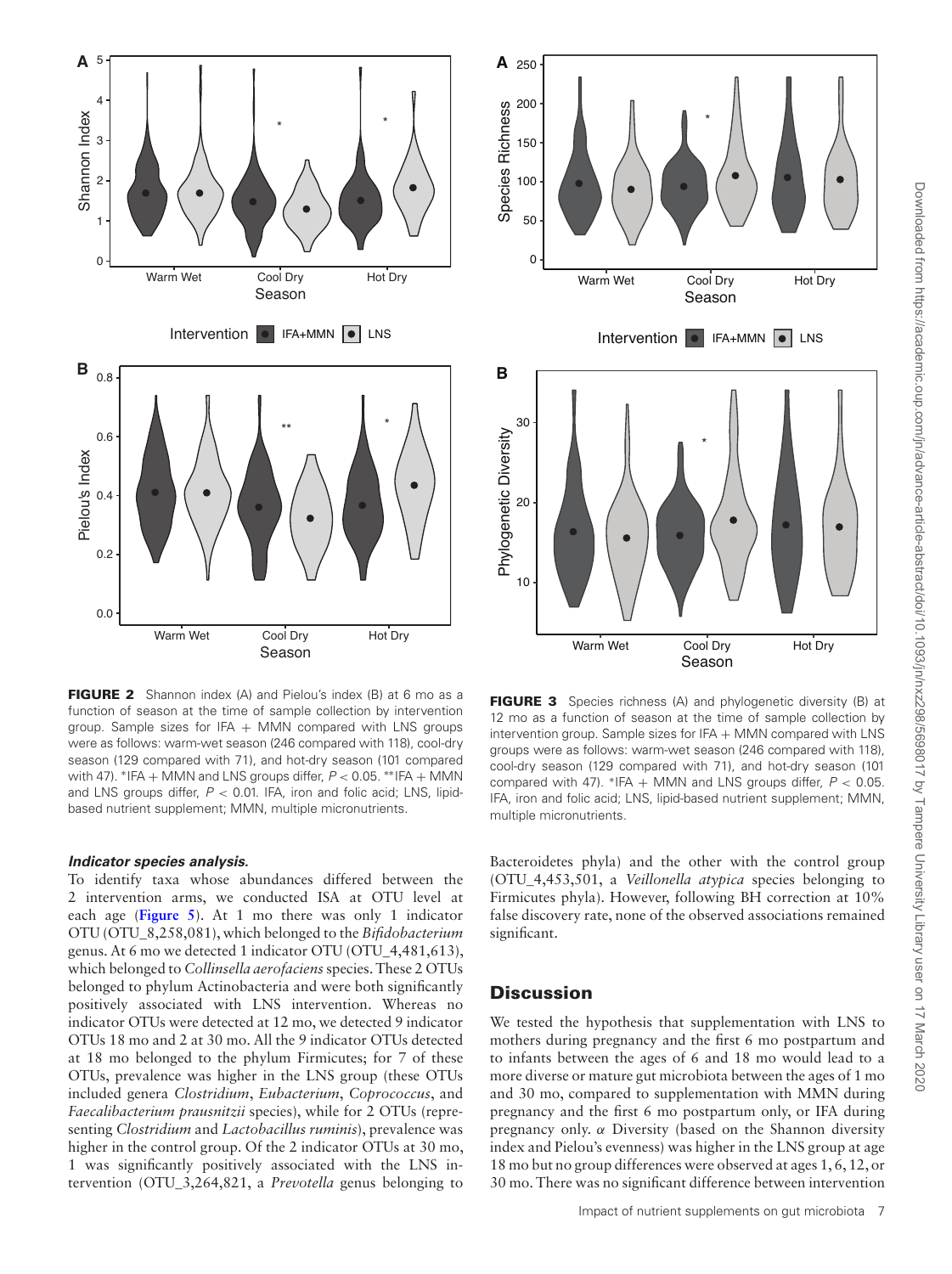**FIGURE 2** Shannon index (A) and Pielou's index (B) at 6 mo as a function of season at the time of sample collection by intervention group. Sample sizes for IFA + MMN compared with LNS groups were as follows: warm-wet season (246 compared with 118), cool-dry season (129 compared with 71), and hot-dry season (101 compared with 47). *IFA + MMN and LNS groups differ, $P < 0.05$. **IFA + MMN and LNS groups differ, $P < 0.01$. IFA, iron and folic acid; LNS, lipid-based nutrient supplement; MMN, multiple micronutrients.

**FIGURE 3** Species richness (A) and phylogenetic diversity (B) at 12 mo as a function of season at the time of sample collection by intervention group. Sample sizes for IFA + MMN compared with LNS groups were as follows: warm-wet season (246 compared with 118), cool-dry season (129 compared with 71), and hot-dry season (101 compared with 47). *IFA + MMN and LNS groups differ, $P < 0.05$. IFA, iron and folic acid; LNS, lipid-based nutrient supplement; MMN, multiple micronutrients.

#### *Indicator species analysis.*

To identify taxa whose abundances differed between the 2 intervention arms, we conducted ISA at OTU level at each age (**Figure 5**). At 1 mo there was only 1 indicator OTU (OTU_8,258,081), which belonged to the *Bifidobacterium* genus. At 6 mo we detected 1 indicator OTU (OTU_4,481,613), which belonged to *Collinsella aerofaciens* species. These 2 OTUs belonged to phylum Actinobacteria and were both significantly positively associated with LNS intervention. Whereas no indicator OTUs were detected at 12 mo, we detected 9 indicator OTUs 18 mo and 2 at 30 mo. All the 9 indicator OTUs detected at 18 mo belonged to the phylum Firmicutes; for 7 of these OTUs, prevalence was higher in the LNS group (these OTUs included genera *Clostridium*, *Eubacterium*, *Coprococcus*, and *Faecalibacterium prausnitzii* species), while for 2 OTUs (representing *Clostridium* and *Lactobacillus ruminis*), prevalence was higher in the control group. Of the 2 indicator OTUs at 30 mo, 1 was significantly positively associated with the LNS intervention (OTU_3,264,821, a *Prevotella* genus belonging to Bacteroidetes phyla) and the other with the control group (OTU_4,453,501, a *Veillonella atypica* species belonging to Firmicutes phyla). However, following BH correction at 10% false discovery rate, none of the observed associations remained significant.

## Discussion

We tested the hypothesis that supplementation with LNS to mothers during pregnancy and the first 6 mo postpartum and to infants between the ages of 6 and 18 mo would lead to a more diverse or mature gut microbiota between the ages of 1 mo and 30 mo, compared to supplementation with MMN during pregnancy and the first 6 mo postpartum only, or IFA during pregnancy only. $\alpha$ Diversity (based on the Shannon diversity index and Pielou's evenness) was higher in the LNS group at age 18 mo but no group differences were observed at ages 1, 6, 12, or 30 mo. There was no significant difference between intervention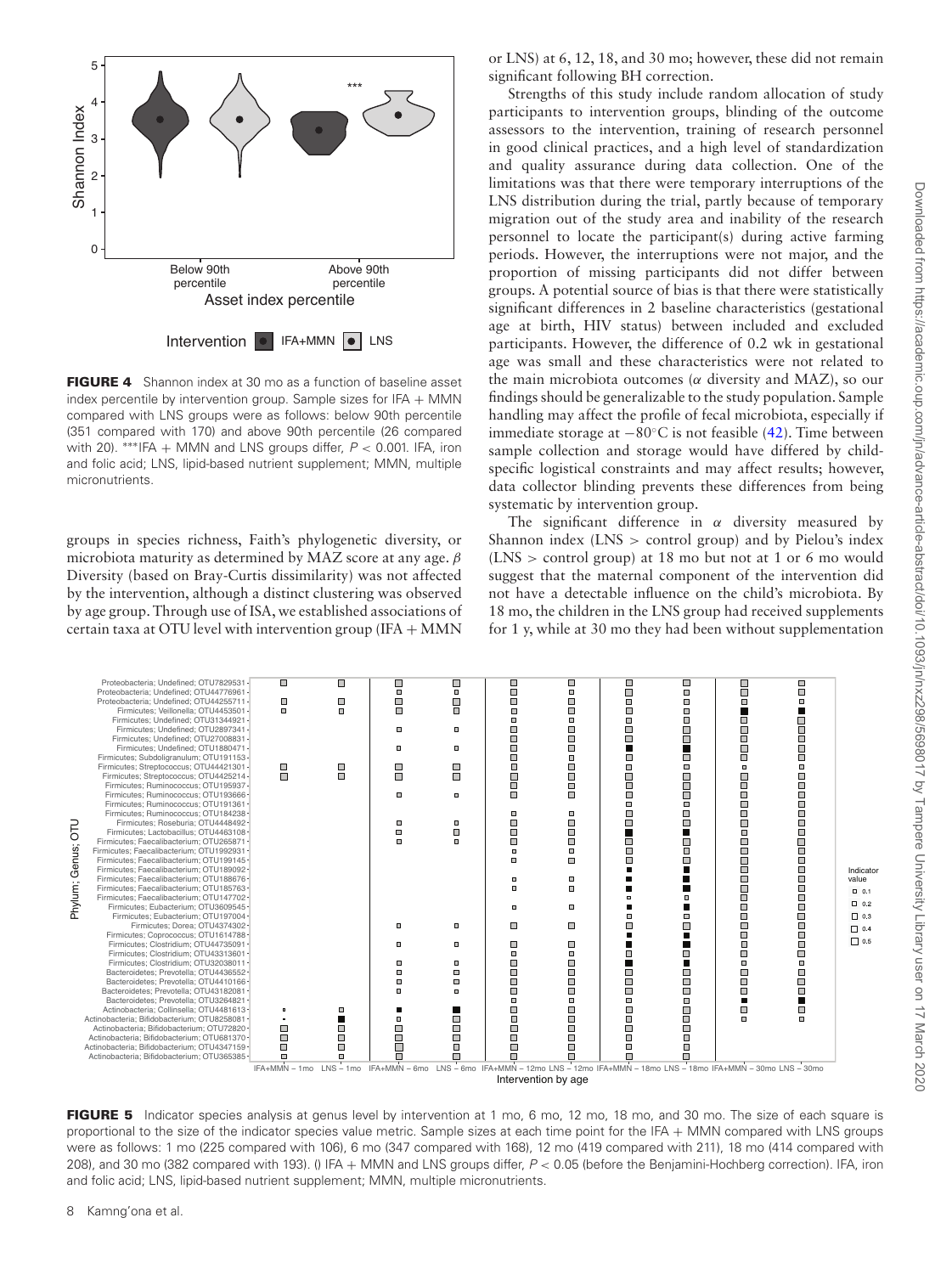**FIGURE 4** Shannon index at 30 mo as a function of baseline asset index percentile by intervention group. Sample sizes for IFA + MMN compared with LNS groups were as follows: below 90th percentile (351 compared with 170) and above 90th percentile (26 compared with 20). ***IFA + MMN and LNS groups differ, $P < 0.001$. IFA, iron and folic acid; LNS, lipid-based nutrient supplement; MMN, multiple micronutrients.

groups in species richness, Faith's phylogenetic diversity, or microbiota maturity as determined by MAZ score at any age. $\beta$ Diversity (based on Bray-Curtis dissimilarity) was not affected by the intervention, although a distinct clustering was observed by age group. Through use of ISA, we established associations of certain taxa at OTU level with intervention group (IFA + MMN or LNS) at 6, 12, 18, and 30 mo; however, these did not remain significant following BH correction.

Strengths of this study include random allocation of study participants to intervention groups, blinding of the outcome assessors to the intervention, training of research personnel in good clinical practices, and a high level of standardization and quality assurance during data collection. One of the limitations was that there were temporary interruptions of the LNS distribution during the trial, partly because of temporary migration out of the study area and inability of the research personnel to locate the participant(s) during active farming periods. However, the interruptions were not major, and the proportion of missing participants did not differ between groups. A potential source of bias is that there were statistically significant differences in 2 baseline characteristics (gestational age at birth, HIV status) between included and excluded participants. However, the difference of 0.2 wk in gestational age was small and these characteristics were not related to the main microbiota outcomes ($\alpha$ diversity and MAZ), so our findings should be generalizable to the study population. Sample handling may affect the profile of fecal microbiota, especially if immediate storage at $-80°C$ is not feasible (42). Time between sample collection and storage would have differed by child-specific logistical constraints and may affect results; however, data collector blinding prevents these differences from being systematic by intervention group.

The significant difference in $\alpha$ diversity measured by Shannon index (LNS > control group) and by Pielou's index (LNS > control group) at 18 mo but not at 1 or 6 mo would suggest that the maternal component of the intervention did not have a detectable influence on the child's microbiota. By 18 mo, the children in the LNS group had received supplements for 1 y, while at 30 mo they had been without supplementation

**FIGURE 5** Indicator species analysis at genus level by intervention at 1 mo, 6 mo, 12 mo, 18 mo, and 30 mo. The size of each square is proportional to the size of the indicator species value metric. Sample sizes at each time point for the IFA + MMN compared with LNS groups were as follows: 1 mo (225 compared with 106), 6 mo (347 compared with 168), 12 mo (419 compared with 211), 18 mo (414 compared with 208), and 30 mo (382 compared with 193). () IFA + MMN and LNS groups differ, $P < 0.05$ (before the Benjamini-Hochberg correction). IFA, iron and folic acid; LNS, lipid-based nutrient supplement; MMN, multiple micronutrients.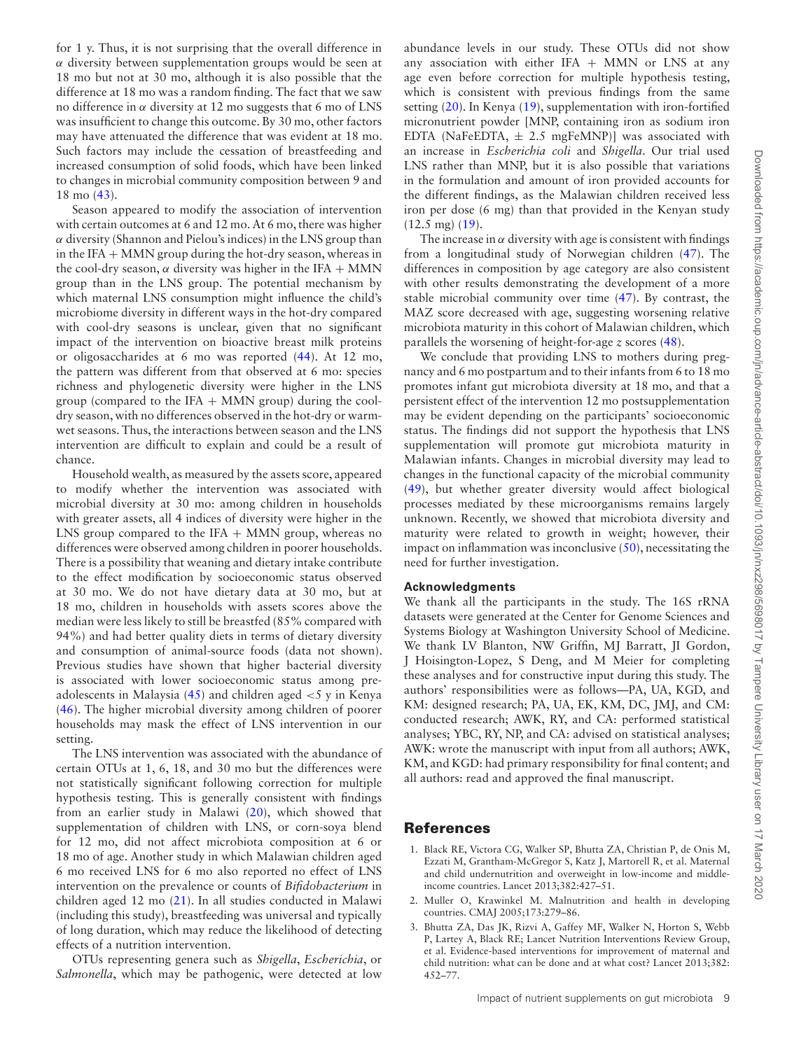for 1 y. Thus, it is not surprising that the overall difference in $\alpha$ diversity between supplementation groups would be seen at 18 mo but not at 30 mo, although it is also possible that the difference at 18 mo was a random finding. The fact that we saw no difference in $\alpha$ diversity at 12 mo suggests that 6 mo of LNS was insufficient to change this outcome. By 30 mo, other factors may have attenuated the difference that was evident at 18 mo. Such factors may include the cessation of breastfeeding and increased consumption of solid foods, which have been linked to changes in microbial community composition between 9 and 18 mo (43).

Season appeared to modify the association of intervention with certain outcomes at 6 and 12 mo. At 6 mo, there was higher $\alpha$ diversity (Shannon and Pielou's indices) in the LNS group than in the IFA + MMN group during the hot-dry season, whereas in the cool-dry season, $\alpha$ diversity was higher in the IFA + MMN group than in the LNS group. The potential mechanism by which maternal LNS consumption might influence the child's microbiome diversity in different ways in the hot-dry compared with cool-dry seasons is unclear, given that no significant impact of the intervention on bioactive breast milk proteins or oligosaccharides at 6 mo was reported (44). At 12 mo, the pattern was different from that observed at 6 mo: species richness and phylogenetic diversity were higher in the LNS group (compared to the IFA + MMN group) during the cool-dry season, with no differences observed in the hot-dry or warm-wet seasons. Thus, the interactions between season and the LNS intervention are difficult to explain and could be a result of chance.

Household wealth, as measured by the assets score, appeared to modify whether the intervention was associated with microbial diversity at 30 mo: among children in households with greater assets, all 4 indices of diversity were higher in the LNS group compared to the IFA + MMN group, whereas no differences were observed among children in poorer households. There is a possibility that weaning and dietary intake contribute to the effect modification by socioeconomic status observed at 30 mo. We do not have dietary data at 30 mo, but at 18 mo, children in households with assets scores above the median were less likely to still be breastfed (85% compared with 94%) and had better quality diets in terms of dietary diversity and consumption of animal-source foods (data not shown). Previous studies have shown that higher bacterial diversity is associated with lower socioeconomic status among pre-adolescents in Malaysia (45) and children aged <5 y in Kenya (46). The higher microbial diversity among children of poorer households may mask the effect of LNS intervention in our setting.

The LNS intervention was associated with the abundance of certain OTUs at 1, 6, 18, and 30 mo but the differences were not statistically significant following correction for multiple hypothesis testing. This is generally consistent with findings from an earlier study in Malawi (20), which showed that supplementation of children with LNS, or corn-soya blend for 12 mo, did not affect microbiota composition at 6 or 18 mo of age. Another study in which Malawian children aged 6 mo received LNS for 6 mo also reported no effect of LNS intervention on the prevalence or counts of *Bifidobacterium* in children aged 12 mo (21). In all studies conducted in Malawi (including this study), breastfeeding was universal and typically of long duration, which may reduce the likelihood of detecting effects of a nutrition intervention.

OTUs representing genera such as *Shigella*, *Escherichia*, or *Salmonella*, which may be pathogenic, were detected at low abundance levels in our study. These OTUs did not show any association with either IFA + MMN or LNS at any age even before correction for multiple hypothesis testing, which is consistent with previous findings from the same setting (20). In Kenya (19), supplementation with iron-fortified micronutrient powder [MNP, containing iron as sodium iron EDTA (NaFeEDTA, ± 2.5 mgFeMNP)] was associated with an increase in *Escherichia coli* and *Shigella*. Our trial used LNS rather than MNP, but it is also possible that variations in the formulation and amount of iron provided accounts for the different findings, as the Malawian children received less iron per dose (6 mg) than that provided in the Kenyan study (12.5 mg) (19).

The increase in $\alpha$ diversity with age is consistent with findings from a longitudinal study of Norwegian children (47). The differences in composition by age category are also consistent with other results demonstrating the development of a more stable microbial community over time (47). By contrast, the MAZ score decreased with age, suggesting worsening relative microbiota maturity in this cohort of Malawian children, which parallels the worsening of height-for-age *z* scores (48).

We conclude that providing LNS to mothers during pregnancy and 6 mo postpartum and to their infants from 6 to 18 mo promotes infant gut microbiota diversity at 18 mo, and that a persistent effect of the intervention 12 mo postsupplementation may be evident depending on the participants' socioeconomic status. The findings did not support the hypothesis that LNS supplementation will promote gut microbiota maturity in Malawian infants. Changes in microbial diversity may lead to changes in the functional capacity of the microbial community (49), but whether greater diversity would affect biological processes mediated by these microorganisms remains largely unknown. Recently, we showed that microbiota diversity and maturity were related to growth in weight; however, their impact on inflammation was inconclusive (50), necessitating the need for further investigation.

### Acknowledgments

We thank all the participants in the study. The 16S rRNA datasets were generated at the Center for Genome Sciences and Systems Biology at Washington University School of Medicine. We thank LV Blanton, NW Griffin, MJ Barratt, JI Gordon, J Hoisington-Lopez, S Deng, and M Meier for completing these analyses and for constructive input during this study. The authors' responsibilities were as follows—PA, UA, KGD, and KM: designed research; PA, UA, EK, KM, DC, JMJ, and CM: conducted research; AWK, RY, and CA: performed statistical analyses; YBC, RY, NP, and CA: advised on statistical analyses; AWK: wrote the manuscript with input from all authors; AWK, KM, and KGD: had primary responsibility for final content; and all authors: read and approved the final manuscript.

## References

1. Black RE, Victora CG, Walker SP, Bhutta ZA, Christian P, de Onis M, Ezzati M, Grantham-McGregor S, Katz J, Martorell R, et al. Maternal and child undernutrition and overweight in low-income and middle-income countries. Lancet 2013;382:427–51.
2. Muller O, Krawinkel M. Malnutrition and health in developing countries. CMAJ 2005;173:279–86.
3. Bhutta ZA, Das JK, Rizvi A, Gaffey MF, Walker N, Horton S, Webb P, Lartey A, Black RE; Lancet Nutrition Interventions Review Group, et al. Evidence-based interventions for improvement of maternal and child nutrition: what can be done and at what cost? Lancet 2013;382: 452–77.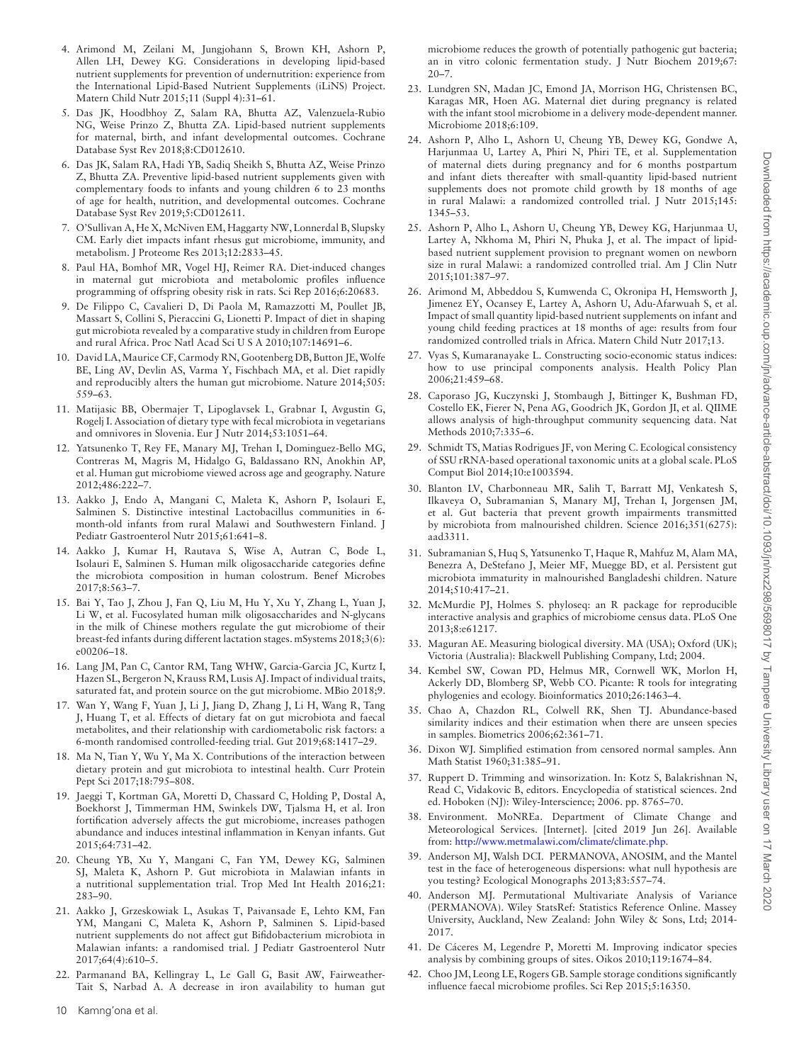4. Arimond M, Zeilani M, Jungjohann S, Brown KH, Ashorn P, Allen LH, Dewey KG. Considerations in developing lipid-based nutrient supplements for prevention of undernutrition: experience from the International Lipid-Based Nutrient Supplements (iLiNS) Project. Matern Child Nutr 2015;11 (Suppl 4):31–61.
5. Das JK, Hoodbhoy Z, Salam RA, Bhutta AZ, Valenzuela-Rubio NG, Weise Prinzo Z, Bhutta ZA. Lipid-based nutrient supplements for maternal, birth, and infant developmental outcomes. Cochrane Database Syst Rev 2018;8:CD012610.
6. Das JK, Salam RA, Hadi YB, Sadiq Sheikh S, Bhutta AZ, Weise Prinzo Z, Bhutta ZA. Preventive lipid-based nutrient supplements given with complementary foods to infants and young children 6 to 23 months of age for health, nutrition, and developmental outcomes. Cochrane Database Syst Rev 2019;5:CD012611.
7. O'Sullivan A, He X, McNiven EM, Haggarty NW, Lonnerdal B, Slupsky CM. Early diet impacts infant rhesus gut microbiome, immunity, and metabolism. J Proteome Res 2013;12:2833–45.
8. Paul HA, Bomhof MR, Vogel HJ, Reimer RA. Diet-induced changes in maternal gut microbiota and metabolomic profiles influence programming of offspring obesity risk in rats. Sci Rep 2016;6:20683.
9. De Filippo C, Cavalieri D, Di Paola M, Ramazzotti M, Poullet JB, Massart S, Collini S, Pieraccini G, Lionetti P. Impact of diet in shaping gut microbiota revealed by a comparative study in children from Europe and rural Africa. Proc Natl Acad Sci U S A 2010;107:14691–6.
10. David LA, Maurice CF, Carmody RN, Gootenberg DB, Button JE, Wolfe BE, Ling AV, Devlin AS, Varma Y, Fischbach MA, et al. Diet rapidly and reproducibly alters the human gut microbiome. Nature 2014;505: 559–63.
11. Matijasic BB, Obermajer T, Lipoglavsek L, Grabnar I, Avgustin G, Rogelj I. Association of dietary type with fecal microbiota in vegetarians and omnivores in Slovenia. Eur J Nutr 2014;53:1051–64.
12. Yatsunenko T, Rey FE, Manary MJ, Trehan I, Dominguez-Bello MG, Contreras M, Magris M, Hidalgo G, Baldassano RN, Anokhin AP, et al. Human gut microbiome viewed across age and geography. Nature 2012;486:222–7.
13. Aakko J, Endo A, Mangani C, Maleta K, Ashorn P, Isolauri E, Salminen S. Distinctive intestinal Lactobacillus communities in 6-month-old infants from rural Malawi and Southwestern Finland. J Pediatr Gastroenterol Nutr 2015;61:641–8.
14. Aakko J, Kumar H, Rautava S, Wise A, Autran C, Bode L, Isolauri E, Salminen S. Human milk oligosaccharide categories define the microbiota composition in human colostrum. Benef Microbes 2017;8:563–7.
15. Bai Y, Tao J, Zhou J, Fan Q, Liu M, Hu Y, Xu Y, Zhang L, Yuan J, Li W, et al. Fucosylated human milk oligosaccharides and N-glycans in the milk of Chinese mothers regulate the gut microbiome of their breast-fed infants during different lactation stages. mSystems 2018;3(6): e00206–18.
16. Lang JM, Pan C, Cantor RM, Tang WHW, Garcia-Garcia JC, Kurtz I, Hazen SL, Bergeron N, Krauss RM, Lusis AJ. Impact of individual traits, saturated fat, and protein source on the gut microbiome. MBio 2018;9.
17. Wan Y, Wang F, Yuan J, Li J, Jiang D, Zhang J, Li H, Wang R, Tang J, Huang T, et al. Effects of dietary fat on gut microbiota and faecal metabolites, and their relationship with cardiometabolic risk factors: a 6-month randomised controlled-feeding trial. Gut 2019;68:1417–29.
18. Ma N, Tian Y, Wu Y, Ma X. Contributions of the interaction between dietary protein and gut microbiota to intestinal health. Curr Protein Pept Sci 2017;18:795–808.
19. Jaeggi T, Kortman GA, Moretti D, Chassard C, Holding P, Dostal A, Boekhorst J, Timmerman HM, Swinkels DW, Tjalsma H, et al. Iron fortification adversely affects the gut microbiome, increases pathogen abundance and induces intestinal inflammation in Kenyan infants. Gut 2015;64:731–42.
20. Cheung YB, Xu Y, Mangani C, Fan YM, Dewey KG, Salminen SJ, Maleta K, Ashorn P. Gut microbiota in Malawian infants in a nutritional supplementation trial. Trop Med Int Health 2016;21: 283–90.
21. Aakko J, Grzeskowiak L, Asukas T, Paivansade E, Lehto KM, Fan YM, Mangani C, Maleta K, Ashorn P, Salminen S. Lipid-based nutrient supplements do not affect gut Bifidobacterium microbiota in Malawian infants: a randomised trial. J Pediatr Gastroenterol Nutr 2017;64(4):610–5.
22. Parmanand BA, Kellingray L, Le Gall G, Basit AW, Fairweather-Tait S, Narbad A. A decrease in iron availability to human gut microbiome reduces the growth of potentially pathogenic gut bacteria; an in vitro colonic fermentation study. J Nutr Biochem 2019;67: 20–7.
23. Lundgren SN, Madan JC, Emond JA, Morrison HG, Christensen BC, Karagas MR, Hoen AG. Maternal diet during pregnancy is related with the infant stool microbiome in a delivery mode-dependent manner. Microbiome 2018;6:109.
24. Ashorn P, Alho L, Ashorn U, Cheung YB, Dewey KG, Gondwe A, Harjunmaa U, Lartey A, Phiri N, Phiri TE, et al. Supplementation of maternal diets during pregnancy and for 6 months postpartum and infant diets thereafter with small-quantity lipid-based nutrient supplements does not promote child growth by 18 months of age in rural Malawi: a randomized controlled trial. J Nutr 2015;145: 1345–53.
25. Ashorn P, Alho L, Ashorn U, Cheung YB, Dewey KG, Harjunmaa U, Lartey A, Nkhoma M, Phiri N, Phuka J, et al. The impact of lipid-based nutrient supplement provision to pregnant women on newborn size in rural Malawi: a randomized controlled trial. Am J Clin Nutr 2015;101:387–97.
26. Arimond M, Abbeddou S, Kumwenda C, Okronipa H, Hemsworth J, Jimenez EY, Ocansey E, Lartey A, Ashorn U, Adu-Afarwuah S, et al. Impact of small quantity lipid-based nutrient supplements on infant and young child feeding practices at 18 months of age: results from four randomized controlled trials in Africa. Matern Child Nutr 2017;13.
27. Vyas S, Kumaranayake L. Constructing socio-economic status indices: how to use principal components analysis. Health Policy Plan 2006;21:459–68.
28. Caporaso JG, Kuczynski J, Stombaugh J, Bittinger K, Bushman FD, Costello EK, Fierer N, Pena AG, Goodrich JK, Gordon JI, et al. QIIME allows analysis of high-throughput community sequencing data. Nat Methods 2010;7:335–6.
29. Schmidt TS, Matias Rodrigues JF, von Mering C. Ecological consistency of SSU rRNA-based operational taxonomic units at a global scale. PLoS Comput Biol 2014;10:e1003594.
30. Blanton LV, Charbonneau MR, Salih T, Barratt MJ, Venkatesh S, Ilkaveya O, Subramanian S, Manary MJ, Trehan I, Jorgensen JM, et al. Gut bacteria that prevent growth impairments transmitted by microbiota from malnourished children. Science 2016;351(6275): aad3311.
31. Subramanian S, Huq S, Yatsunenko T, Haque R, Mahfuz M, Alam MA, Benezra A, DeStefano J, Meier MF, Muegge BD, et al. Persistent gut microbiota immaturity in malnourished Bangladeshi children. Nature 2014;510:417–21.
32. McMurdie PJ, Holmes S. phyloseq: an R package for reproducible interactive analysis and graphics of microbiome census data. PLoS One 2013;8:e61217.
33. Maguran AE. Measuring biological diversity. MA (USA); Oxford (UK); Victoria (Australia): Blackwell Publishing Company, Ltd; 2004.
34. Kembel SW, Cowan PD, Helmus MR, Cornwell WK, Morlon H, Ackerly DD, Blomberg SP, Webb CO. Picante: R tools for integrating phylogenies and ecology. Bioinformatics 2010;26:1463–4.
35. Chao A, Chazdon RL, Colwell RK, Shen TJ. Abundance-based similarity indices and their estimation when there are unseen species in samples. Biometrics 2006;62:361–71.
36. Dixon WJ. Simplified estimation from censored normal samples. Ann Math Statist 1960;31:385–91.
37. Ruppert D. Trimming and winsorization. In: Kotz S, Balakrishnan N, Read C, Vidakovic B, editors. Encyclopedia of statistical sciences. 2nd ed. Hoboken (NJ): Wiley-Interscience; 2006. pp. 8765–70.
38. Environment. MoNREa. Department of Climate Change and Meteorological Services. [Internet]. [cited 2019 Jun 26]. Available from: http://www.metmalawi.com/climate/climate.php.
39. Anderson MJ, Walsh DCI. PERMANOVA, ANOSIM, and the Mantel test in the face of heterogeneous dispersions: what null hypothesis are you testing? Ecological Monographs 2013;83:557–74.
40. Anderson MJ. Permutational Multivariate Analysis of Variance (PERMANOVA). Wiley StatsRef: Statistics Reference Online. Massey University, Auckland, New Zealand: John Wiley & Sons, Ltd; 2014-2017.
41. De Cáceres M, Legendre P, Moretti M. Improving indicator species analysis by combining groups of sites. Oikos 2010;119:1674–84.
42. Choo JM, Leong LE, Rogers GB. Sample storage conditions significantly influence faecal microbiome profiles. Sci Rep 2015;5:16350.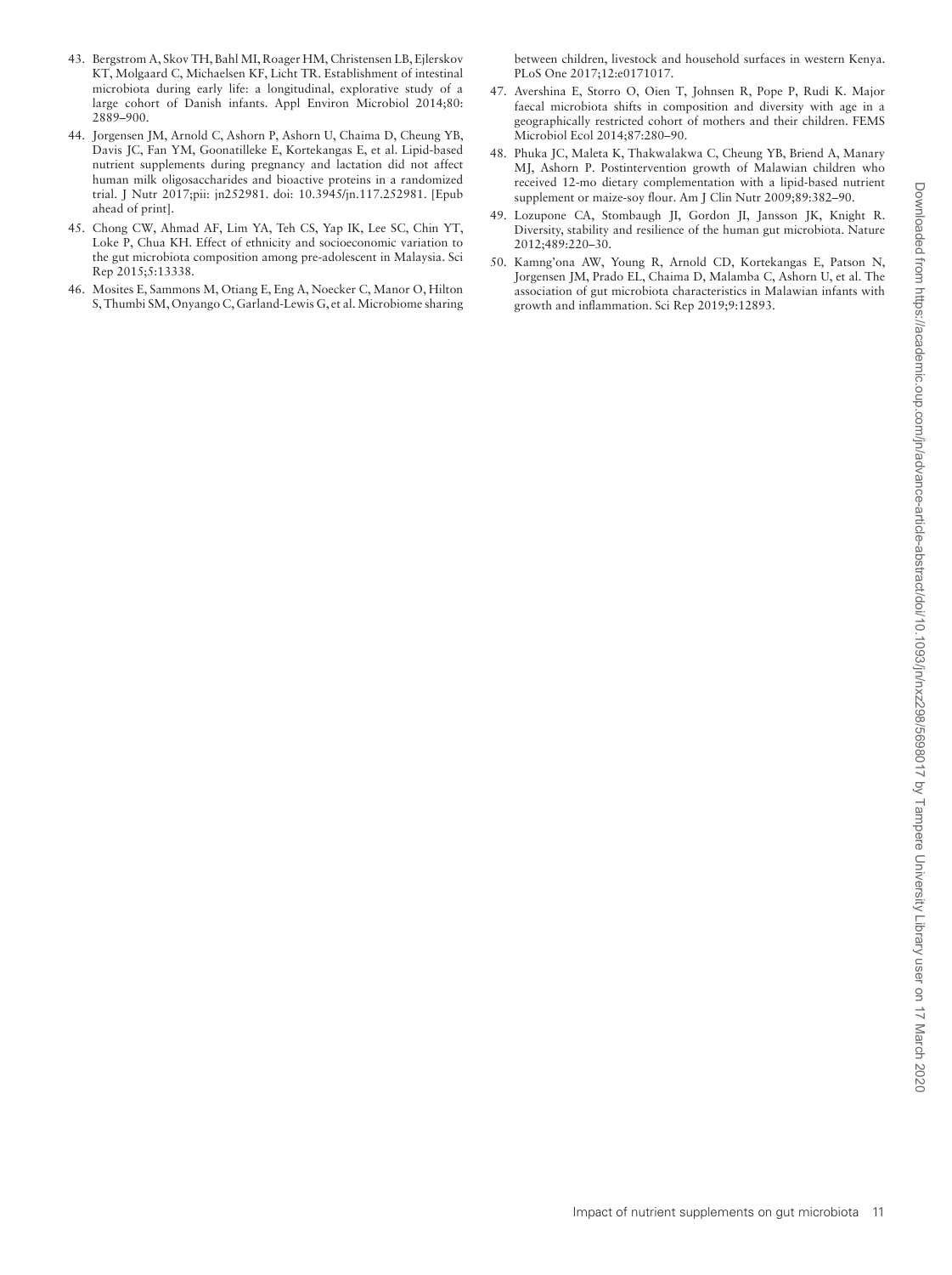43. Bergstrom A, Skov TH, Bahl MI, Roager HM, Christensen LB, Ejlerskov KT, Molgaard C, Michaelsen KF, Licht TR. Establishment of intestinal microbiota during early life: a longitudinal, explorative study of a large cohort of Danish infants. Appl Environ Microbiol 2014;80: 2889–900.
44. Jorgensen JM, Arnold C, Ashorn P, Ashorn U, Chaima D, Cheung YB, Davis JC, Fan YM, Goonatilleke E, Kortekangas E, et al. Lipid-based nutrient supplements during pregnancy and lactation did not affect human milk oligosaccharides and bioactive proteins in a randomized trial. J Nutr 2017;pii: jn252981. doi: 10.3945/jn.117.252981. [Epub ahead of print].
45. Chong CW, Ahmad AF, Lim YA, Teh CS, Yap IK, Lee SC, Chin YT, Loke P, Chua KH. Effect of ethnicity and socioeconomic variation to the gut microbiota composition among pre-adolescent in Malaysia. Sci Rep 2015;5:13338.
46. Mosites E, Sammons M, Otiang E, Eng A, Noecker C, Manor O, Hilton S, Thumbi SM, Onyango C, Garland-Lewis G, et al. Microbiome sharing between children, livestock and household surfaces in western Kenya. PLoS One 2017;12:e0171017.
47. Avershina E, Storro O, Oien T, Johnsen R, Pope P, Rudi K. Major faecal microbiota shifts in composition and diversity with age in a geographically restricted cohort of mothers and their children. FEMS Microbiol Ecol 2014;87:280–90.
48. Phuka JC, Maleta K, Thakwalakwa C, Cheung YB, Briend A, Manary MJ, Ashorn P. Postintervention growth of Malawian children who received 12-mo dietary complementation with a lipid-based nutrient supplement or maize-soy flour. Am J Clin Nutr 2009;89:382–90.
49. Lozupone CA, Stombaugh JI, Gordon JI, Jansson JK, Knight R. Diversity, stability and resilience of the human gut microbiota. Nature 2012;489:220–30.
50. Kamng'ona AW, Young R, Arnold CD, Kortekangas E, Patson N, Jorgensen JM, Prado EL, Chaima D, Malamba C, Ashorn U, et al. The association of gut microbiota characteristics in Malawian infants with growth and inflammation. Sci Rep 2019;9:12893.